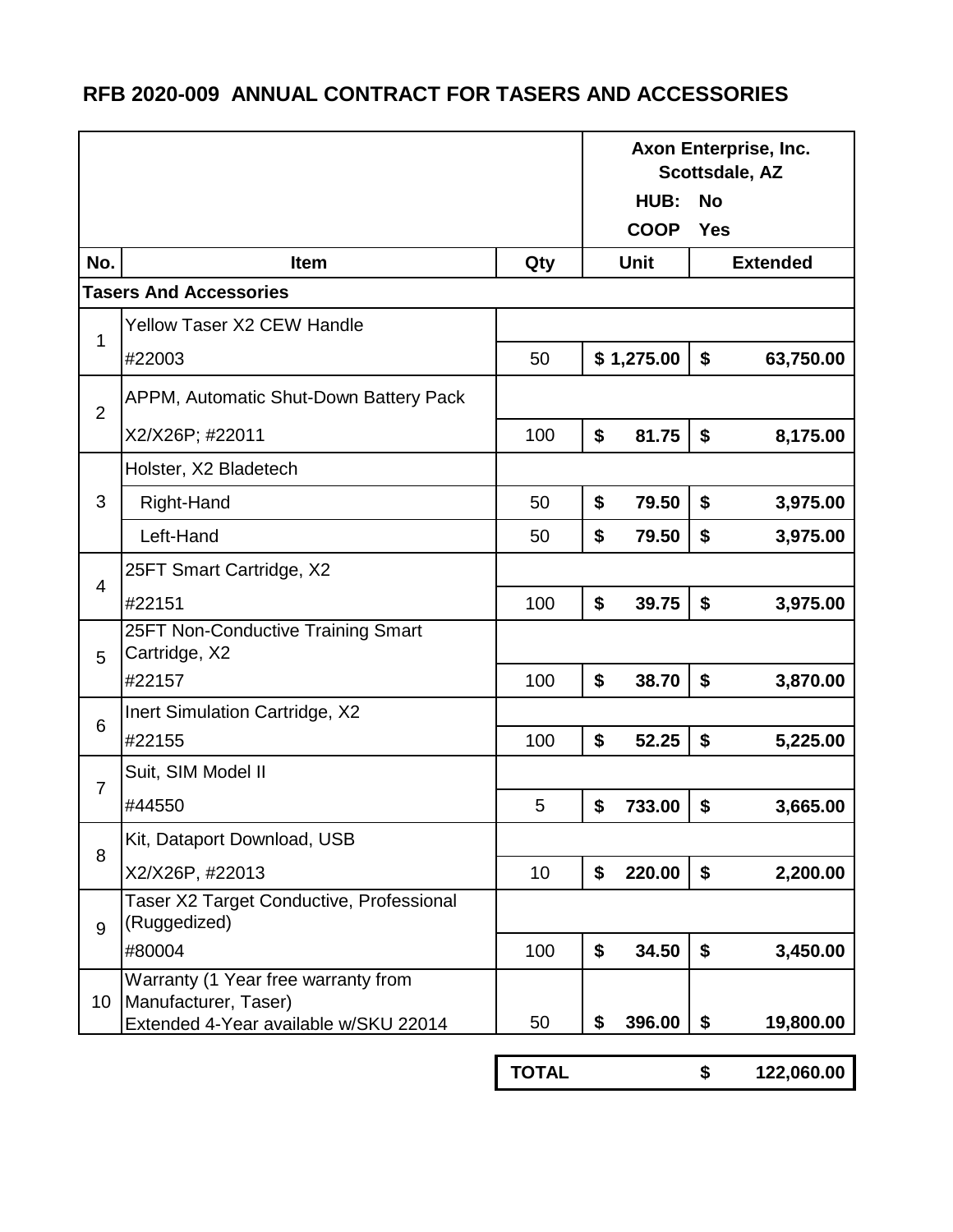# RFB 2020-009 ANNUAL CONTRACT FOR TASERS AND ACCESSORIES

| | | | Axon Enterprise, Inc. Scottsdale, AZ HUB: No COOP Yes | |
|---|---|---|---|---|
| **No.** | **Item** | **Qty** | **Unit** | **Extended** |
| **Tasers And Accessories** | | | | |
| 1 | Yellow Taser X2 CEW Handle<br>#22003 | 50 | $ 1,275.00 | $ 63,750.00 |
| 2 | APPM, Automatic Shut-Down Battery Pack<br>X2/X26P; #22011 | 100 | $ 81.75 | $ 8,175.00 |
| 3 | Holster, X2 Bladetech | | | |
| | Right-Hand | 50 | $ 79.50 | $ 3,975.00 |
| | Left-Hand | 50 | $ 79.50 | $ 3,975.00 |
| 4 | 25FT Smart Cartridge, X2<br>#22151 | 100 | $ 39.75 | $ 3,975.00 |
| 5 | 25FT Non-Conductive Training Smart Cartridge, X2<br>#22157 | 100 | $ 38.70 | $ 3,870.00 |
| 6 | Inert Simulation Cartridge, X2<br>#22155 | 100 | $ 52.25 | $ 5,225.00 |
| 7 | Suit, SIM Model II<br>#44550 | 5 | $ 733.00 | $ 3,665.00 |
| 8 | Kit, Dataport Download, USB<br>X2/X26P, #22013 | 10 | $ 220.00 | $ 2,200.00 |
| 9 | Taser X2 Target Conductive, Professional (Ruggedized)<br>#80004 | 100 | $ 34.50 | $ 3,450.00 |
| 10 | Warranty (1 Year free warranty from Manufacturer, Taser)<br>Extended 4-Year available w/SKU 22014 | 50 | $ 396.00 | $ 19,800.00 |
| | | **TOTAL** | | **$ 122,060.00** |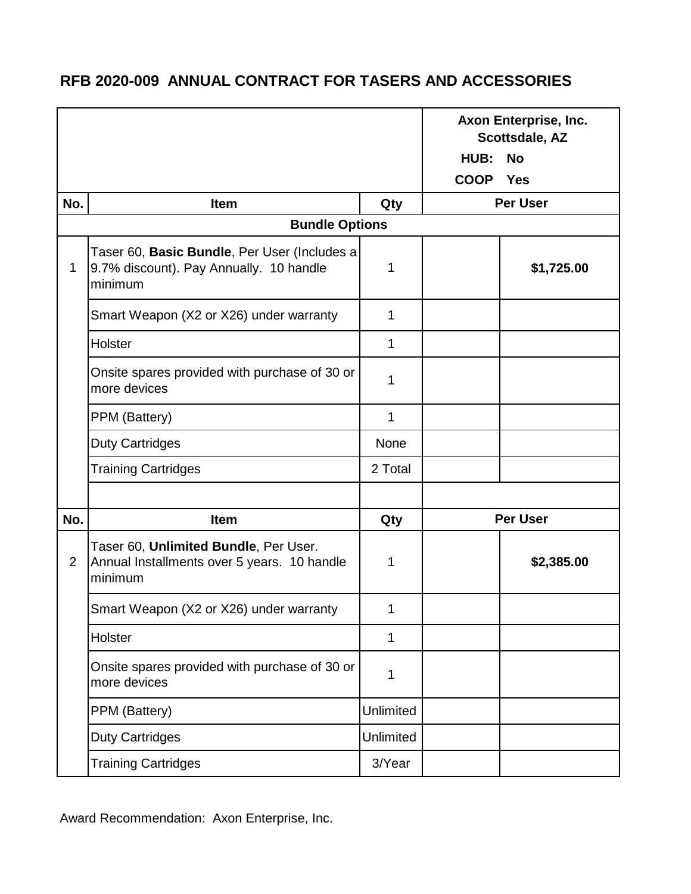## RFB 2020-009 ANNUAL CONTRACT FOR TASERS AND ACCESSORIES

| | | | Axon Enterprise, Inc. Scottsdale, AZ HUB: No COOP Yes | |
|---|---|---|---|---|
| **No.** | **Item** | **Qty** | **Per User** | |
| | **Bundle Options** | | | |
| 1 | Taser 60, **Basic Bundle**, Per User (Includes a 9.7% discount). Pay Annually. 10 handle minimum | 1 | | **$1,725.00** |
| | Smart Weapon (X2 or X26) under warranty | 1 | | |
| | Holster | 1 | | |
| | Onsite spares provided with purchase of 30 or more devices | 1 | | |
| | PPM (Battery) | 1 | | |
| | Duty Cartridges | None | | |
| | Training Cartridges | 2 Total | | |
| | | | | |
| **No.** | **Item** | **Qty** | **Per User** | |
| 2 | Taser 60, **Unlimited Bundle**, Per User. Annual Installments over 5 years. 10 handle minimum | 1 | | **$2,385.00** |
| | Smart Weapon (X2 or X26) under warranty | 1 | | |
| | Holster | 1 | | |
| | Onsite spares provided with purchase of 30 or more devices | 1 | | |
| | PPM (Battery) | Unlimited | | |
| | Duty Cartridges | Unlimited | | |
| | Training Cartridges | 3/Year | | |

Award Recommendation: Axon Enterprise, Inc.